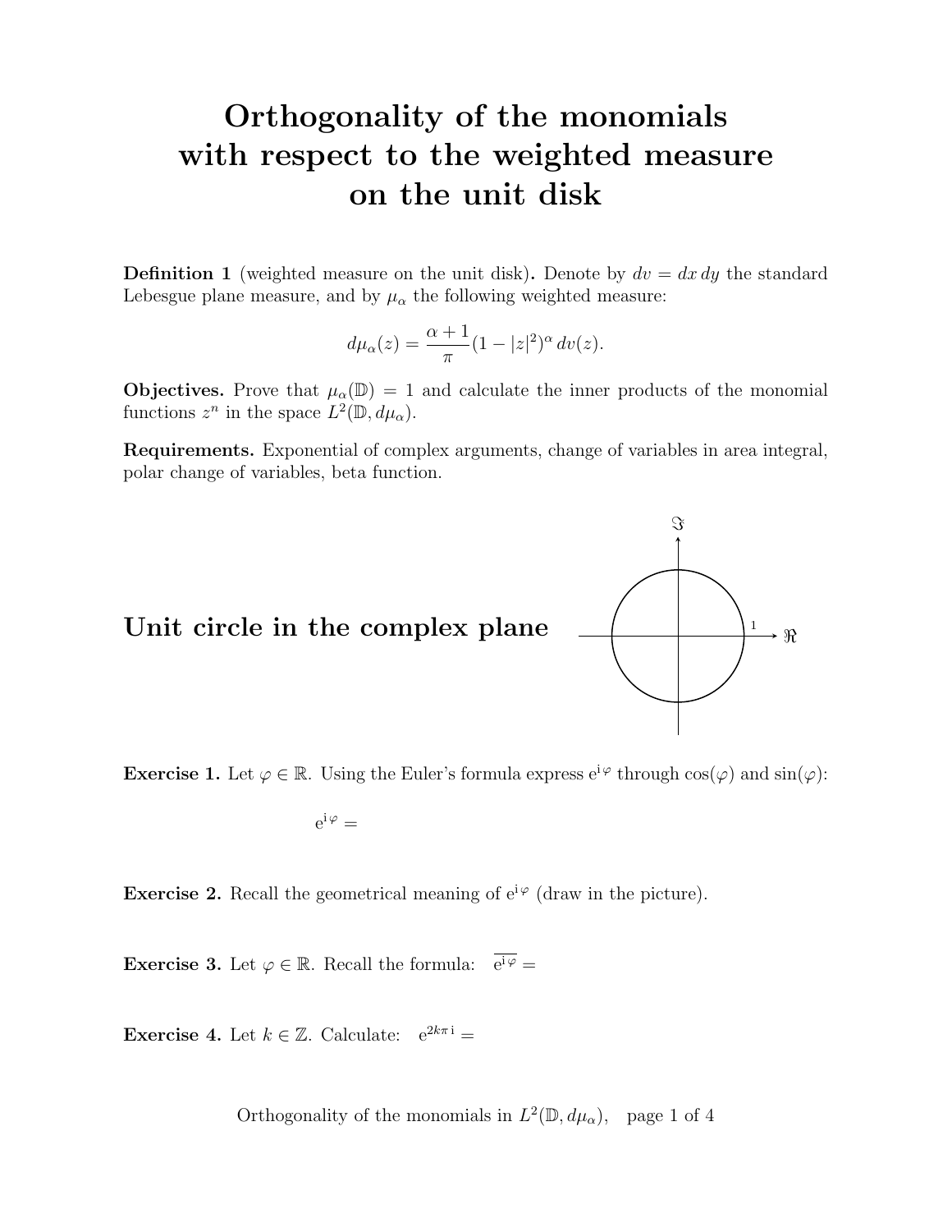# Orthogonality of the monomials with respect to the weighted measure on the unit disk

**Definition 1** (weighted measure on the unit disk)**.** Denote by $dv = dx\,dy$ the standard Lebesgue plane measure, and by $\mu_\alpha$ the following weighted measure:

$$d\mu_\alpha(z) = \frac{\alpha+1}{\pi}(1-|z|^2)^\alpha\,dv(z).$$

**Objectives.** Prove that $\mu_\alpha(\mathbb{D}) = 1$ and calculate the inner products of the monomial functions $z^n$ in the space $L^2(\mathbb{D}, d\mu_\alpha)$.

**Requirements.** Exponential of complex arguments, change of variables in area integral, polar change of variables, beta function.

## Unit circle in the complex plane

**Exercise 1.** Let $\varphi \in \mathbb{R}$. Using the Euler's formula express $\mathrm{e}^{\mathrm{i}\,\varphi}$ through $\cos(\varphi)$ and $\sin(\varphi)$:

$$\mathrm{e}^{\mathrm{i}\,\varphi} =$$

**Exercise 2.** Recall the geometrical meaning of $\mathrm{e}^{\mathrm{i}\,\varphi}$ (draw in the picture).

**Exercise 3.** Let $\varphi \in \mathbb{R}$. Recall the formula: $\overline{\mathrm{e}^{\mathrm{i}\,\varphi}} =$

**Exercise 4.** Let $k \in \mathbb{Z}$. Calculate: $\mathrm{e}^{2k\pi\,\mathrm{i}} =$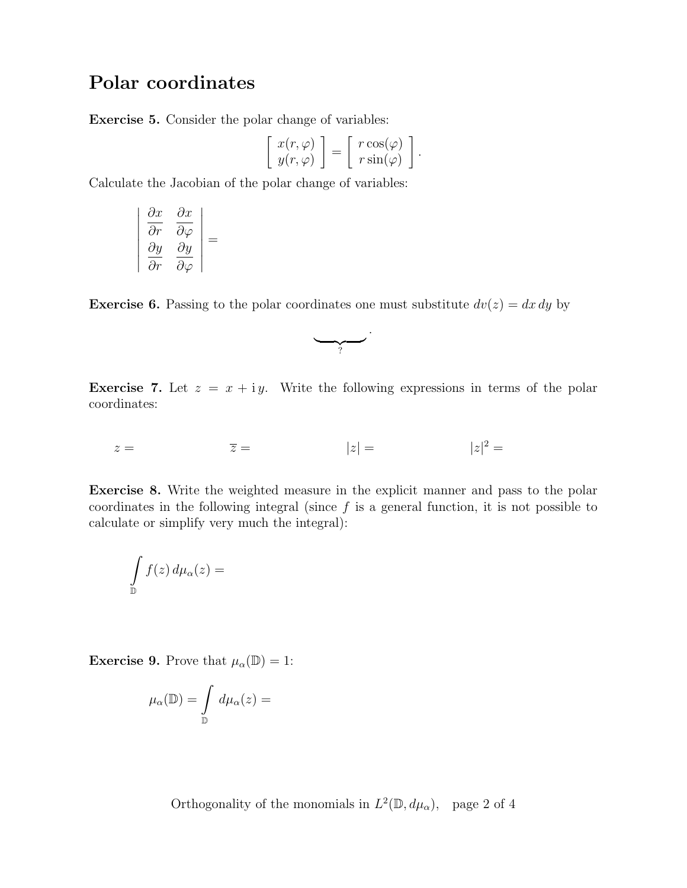# Polar coordinates

**Exercise 5.** Consider the polar change of variables:

$$\begin{bmatrix} x(r,\varphi) \\ y(r,\varphi) \end{bmatrix} = \begin{bmatrix} r\cos(\varphi) \\ r\sin(\varphi) \end{bmatrix}.$$

Calculate the Jacobian of the polar change of variables:

$$\begin{vmatrix} \dfrac{\partial x}{\partial r} & \dfrac{\partial x}{\partial \varphi} \\ \dfrac{\partial y}{\partial r} & \dfrac{\partial y}{\partial \varphi} \end{vmatrix} =$$

**Exercise 6.** Passing to the polar coordinates one must substitute $dv(z) = dx\,dy$ by

$$\underbrace{\qquad\qquad}_{?}.$$

**Exercise 7.** Let $z = x + \mathrm{i}\,y$. Write the following expressions in terms of the polar coordinates:

$z =$ $\qquad\qquad$ $\overline{z} =$ $\qquad\qquad$ $|z| =$ $\qquad\qquad$ $|z|^2 =$

**Exercise 8.** Write the weighted measure in the explicit manner and pass to the polar coordinates in the following integral (since $f$ is a general function, it is not possible to calculate or simplify very much the integral):

$$\int\limits_{\mathbb{D}} f(z)\,d\mu_\alpha(z) =$$

**Exercise 9.** Prove that $\mu_\alpha(\mathbb{D}) = 1$:

$$\mu_\alpha(\mathbb{D}) = \int\limits_{\mathbb{D}} d\mu_\alpha(z) =$$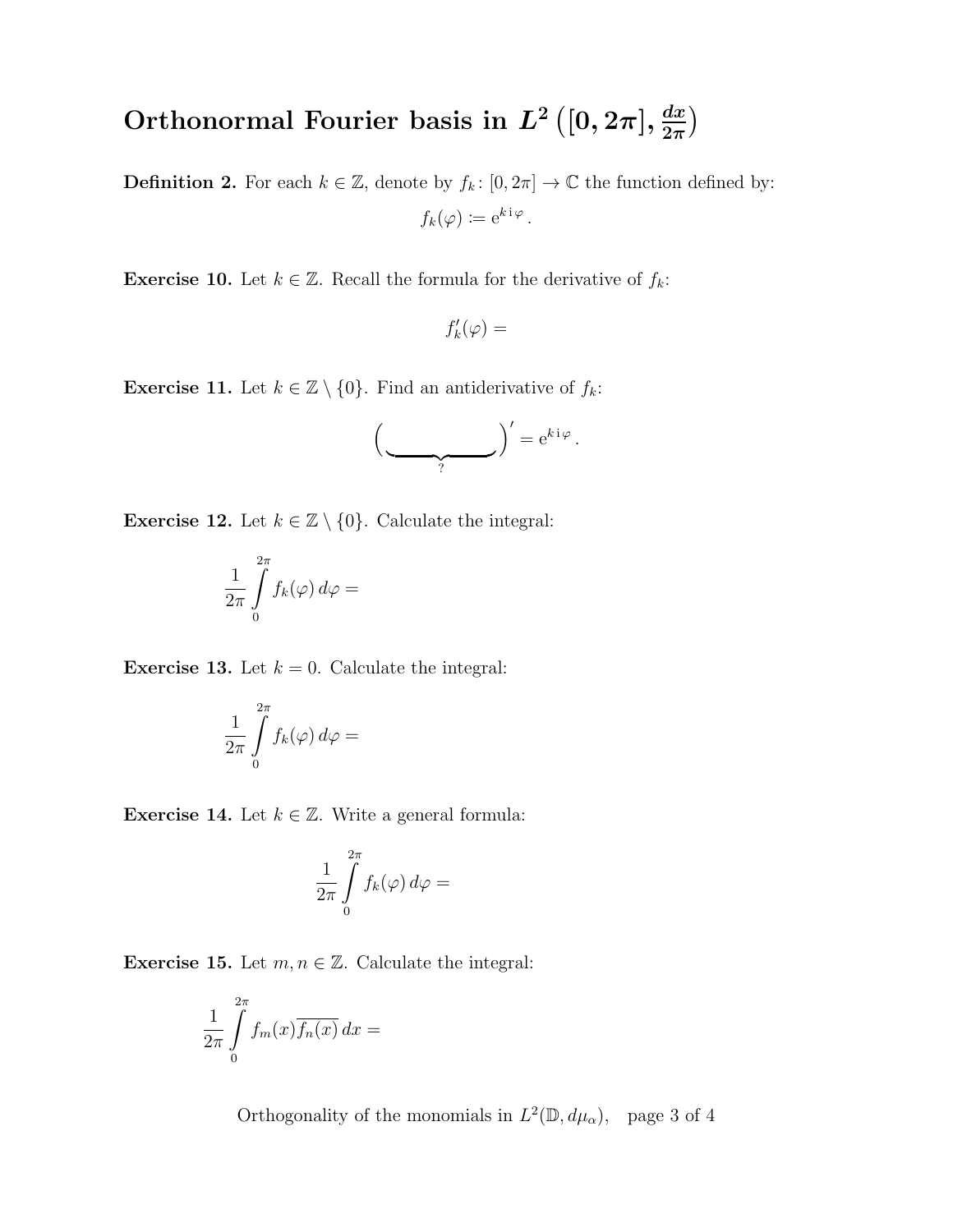# Orthonormal Fourier basis in $L^2\left([0,2\pi], \frac{dx}{2\pi}\right)$

**Definition 2.** For each $k \in \mathbb{Z}$, denote by $f_k\colon [0,2\pi] \to \mathbb{C}$ the function defined by:

$$f_k(\varphi) := \mathrm{e}^{k\,\mathrm{i}\,\varphi}.$$

**Exercise 10.** Let $k \in \mathbb{Z}$. Recall the formula for the derivative of $f_k$:

$$f_k'(\varphi) =$$

**Exercise 11.** Let $k \in \mathbb{Z} \setminus \{0\}$. Find an antiderivative of $f_k$:

$$\Big(\underbrace{\qquad\qquad}_{?}\Big)' = \mathrm{e}^{k\,\mathrm{i}\,\varphi}.$$

**Exercise 12.** Let $k \in \mathbb{Z} \setminus \{0\}$. Calculate the integral:

$$\frac{1}{2\pi}\int_0^{2\pi} f_k(\varphi)\,d\varphi =$$

**Exercise 13.** Let $k = 0$. Calculate the integral:

$$\frac{1}{2\pi}\int_0^{2\pi} f_k(\varphi)\,d\varphi =$$

**Exercise 14.** Let $k \in \mathbb{Z}$. Write a general formula:

$$\frac{1}{2\pi}\int_0^{2\pi} f_k(\varphi)\,d\varphi =$$

**Exercise 15.** Let $m, n \in \mathbb{Z}$. Calculate the integral:

$$\frac{1}{2\pi}\int_0^{2\pi} f_m(x)\overline{f_n(x)}\,dx =$$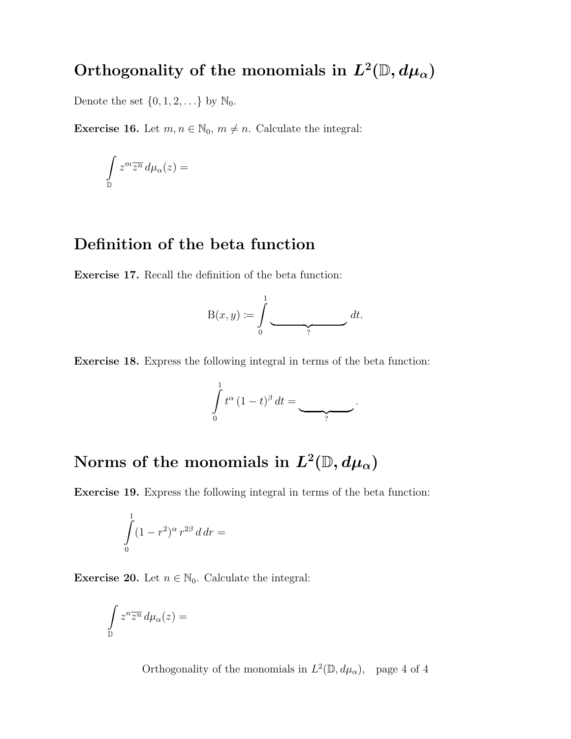## Orthogonality of the monomials in $L^2(\mathbb{D}, d\mu_\alpha)$

Denote the set $\{0, 1, 2, \ldots\}$ by $\mathbb{N}_0$.

**Exercise 16.** Let $m, n \in \mathbb{N}_0$, $m \neq n$. Calculate the integral:

$$\int_{\mathbb{D}} z^m \overline{z^n} \, d\mu_\alpha(z) =$$

## Definition of the beta function

**Exercise 17.** Recall the definition of the beta function:

$$\mathrm{B}(x, y) := \int_0^1 \underbrace{\hspace{3cm}}_{?} \, dt.$$

**Exercise 18.** Express the following integral in terms of the beta function:

$$\int_0^1 t^\alpha \, (1-t)^\beta \, dt = \underbrace{\hspace{2cm}}_{?}.$$

## Norms of the monomials in $L^2(\mathbb{D}, d\mu_\alpha)$

**Exercise 19.** Express the following integral in terms of the beta function:

$$\int_0^1 (1-r^2)^\alpha \, r^{2\beta} \, d \, dr =$$

**Exercise 20.** Let $n \in \mathbb{N}_0$. Calculate the integral:

$$\int_{\mathbb{D}} z^n \overline{z^n} \, d\mu_\alpha(z) =$$